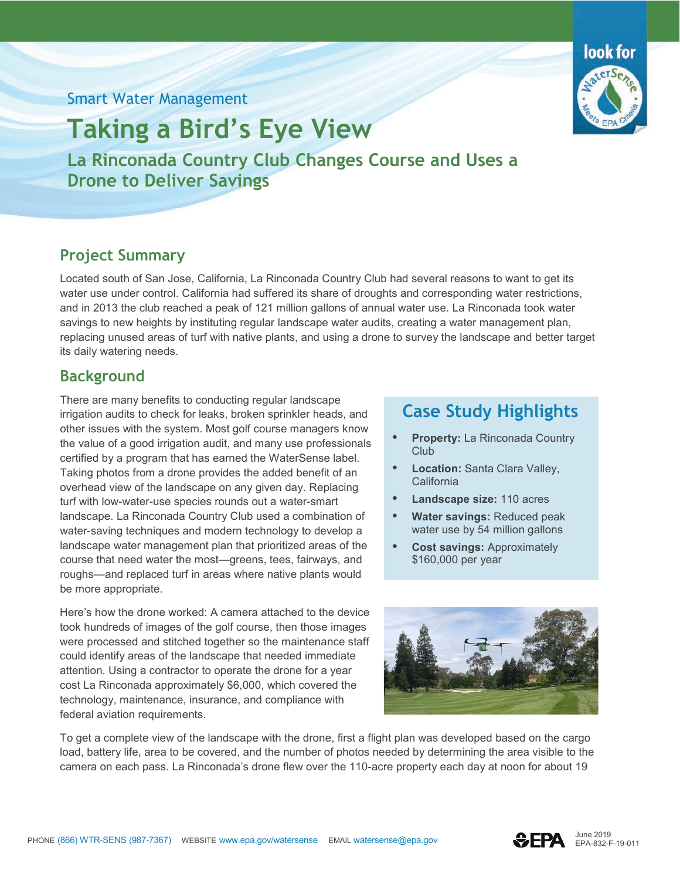Smart Water Management

# Taking a Bird's Eye View

## La Rinconada Country Club Changes Course and Uses a Drone to Deliver Savings

## Project Summary

Located south of San Jose, California, La Rinconada Country Club had several reasons to want to get its water use under control. California had suffered its share of droughts and corresponding water restrictions, and in 2013 the club reached a peak of 121 million gallons of annual water use. La Rinconada took water savings to new heights by instituting regular landscape water audits, creating a water management plan, replacing unused areas of turf with native plants, and using a drone to survey the landscape and better target its daily watering needs.

## Background

There are many benefits to conducting regular landscape irrigation audits to check for leaks, broken sprinkler heads, and other issues with the system. Most golf course managers know the value of a good irrigation audit, and many use professionals certified by a program that has earned the WaterSense label. Taking photos from a drone provides the added benefit of an overhead view of the landscape on any given day. Replacing turf with low-water-use species rounds out a water-smart landscape. La Rinconada Country Club used a combination of water-saving techniques and modern technology to develop a landscape water management plan that prioritized areas of the course that need water the most—greens, tees, fairways, and roughs—and replaced turf in areas where native plants would be more appropriate.

Here's how the drone worked: A camera attached to the device took hundreds of images of the golf course, then those images were processed and stitched together so the maintenance staff could identify areas of the landscape that needed immediate attention. Using a contractor to operate the drone for a year cost La Rinconada approximately $6,000, which covered the technology, maintenance, insurance, and compliance with federal aviation requirements.

### Case Study Highlights

- **Property:** La Rinconada Country Club
- **Location:** Santa Clara Valley, California
- **Landscape size:** 110 acres
- **Water savings:** Reduced peak water use by 54 million gallons
- **Cost savings:** Approximately $160,000 per year

To get a complete view of the landscape with the drone, first a flight plan was developed based on the cargo load, battery life, area to be covered, and the number of photos needed by determining the area visible to the camera on each pass. La Rinconada's drone flew over the 110-acre property each day at noon for about 19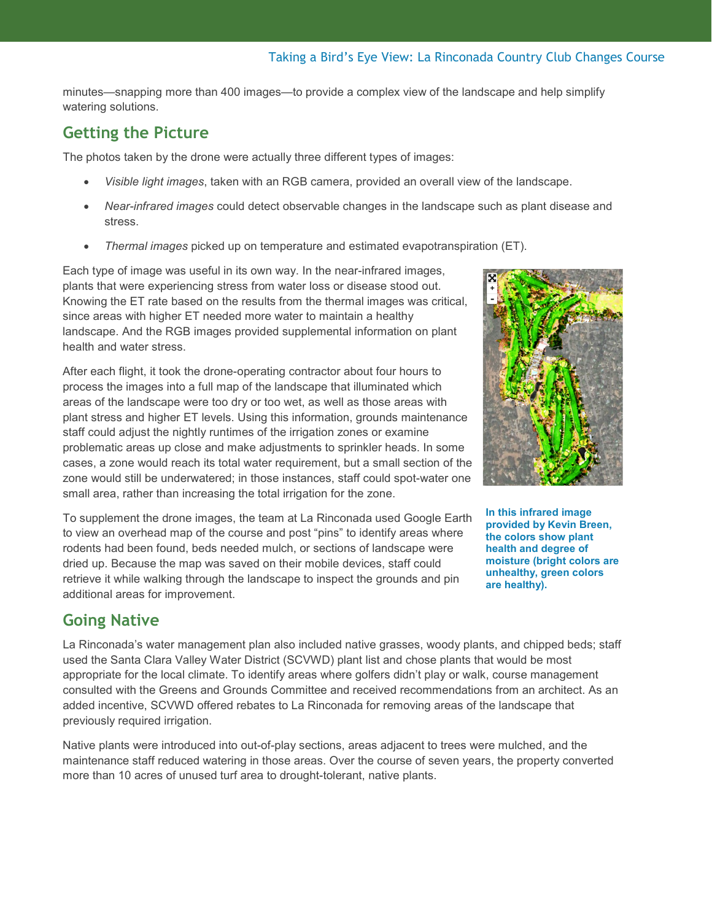minutes—snapping more than 400 images—to provide a complex view of the landscape and help simplify watering solutions.

## Getting the Picture

The photos taken by the drone were actually three different types of images:

- *Visible light images*, taken with an RGB camera, provided an overall view of the landscape.
- *Near-infrared images* could detect observable changes in the landscape such as plant disease and stress.
- *Thermal images* picked up on temperature and estimated evapotranspiration (ET).

Each type of image was useful in its own way. In the near-infrared images, plants that were experiencing stress from water loss or disease stood out. Knowing the ET rate based on the results from the thermal images was critical, since areas with higher ET needed more water to maintain a healthy landscape. And the RGB images provided supplemental information on plant health and water stress.

After each flight, it took the drone-operating contractor about four hours to process the images into a full map of the landscape that illuminated which areas of the landscape were too dry or too wet, as well as those areas with plant stress and higher ET levels. Using this information, grounds maintenance staff could adjust the nightly runtimes of the irrigation zones or examine problematic areas up close and make adjustments to sprinkler heads. In some cases, a zone would reach its total water requirement, but a small section of the zone would still be underwatered; in those instances, staff could spot-water one small area, rather than increasing the total irrigation for the zone.

**In this infrared image provided by Kevin Breen, the colors show plant health and degree of moisture (bright colors are unhealthy, green colors are healthy).**

To supplement the drone images, the team at La Rinconada used Google Earth to view an overhead map of the course and post "pins" to identify areas where rodents had been found, beds needed mulch, or sections of landscape were dried up. Because the map was saved on their mobile devices, staff could retrieve it while walking through the landscape to inspect the grounds and pin additional areas for improvement.

## Going Native

La Rinconada's water management plan also included native grasses, woody plants, and chipped beds; staff used the Santa Clara Valley Water District (SCVWD) plant list and chose plants that would be most appropriate for the local climate. To identify areas where golfers didn't play or walk, course management consulted with the Greens and Grounds Committee and received recommendations from an architect. As an added incentive, SCVWD offered rebates to La Rinconada for removing areas of the landscape that previously required irrigation.

Native plants were introduced into out-of-play sections, areas adjacent to trees were mulched, and the maintenance staff reduced watering in those areas. Over the course of seven years, the property converted more than 10 acres of unused turf area to drought-tolerant, native plants.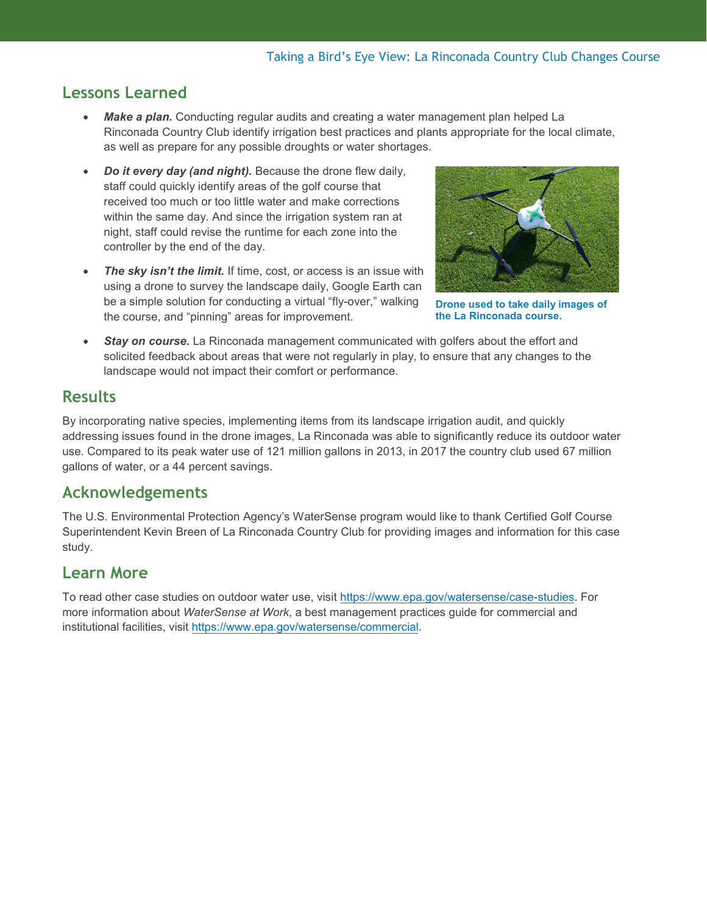## Lessons Learned

- ***Make a plan.*** Conducting regular audits and creating a water management plan helped La Rinconada Country Club identify irrigation best practices and plants appropriate for the local climate, as well as prepare for any possible droughts or water shortages.
- ***Do it every day (and night).*** Because the drone flew daily, staff could quickly identify areas of the golf course that received too much or too little water and make corrections within the same day. And since the irrigation system ran at night, staff could revise the runtime for each zone into the controller by the end of the day.
- ***The sky isn't the limit.*** If time, cost, or access is an issue with using a drone to survey the landscape daily, Google Earth can be a simple solution for conducting a virtual "fly-over," walking the course, and "pinning" areas for improvement.

**Drone used to take daily images of the La Rinconada course.**

- ***Stay on course.*** La Rinconada management communicated with golfers about the effort and solicited feedback about areas that were not regularly in play, to ensure that any changes to the landscape would not impact their comfort or performance.

## Results

By incorporating native species, implementing items from its landscape irrigation audit, and quickly addressing issues found in the drone images, La Rinconada was able to significantly reduce its outdoor water use. Compared to its peak water use of 121 million gallons in 2013, in 2017 the country club used 67 million gallons of water, or a 44 percent savings.

## Acknowledgements

The U.S. Environmental Protection Agency's WaterSense program would like to thank Certified Golf Course Superintendent Kevin Breen of La Rinconada Country Club for providing images and information for this case study.

## Learn More

To read other case studies on outdoor water use, visit https://www.epa.gov/watersense/case-studies. For more information about *WaterSense at Work*, a best management practices guide for commercial and institutional facilities, visit https://www.epa.gov/watersense/commercial.